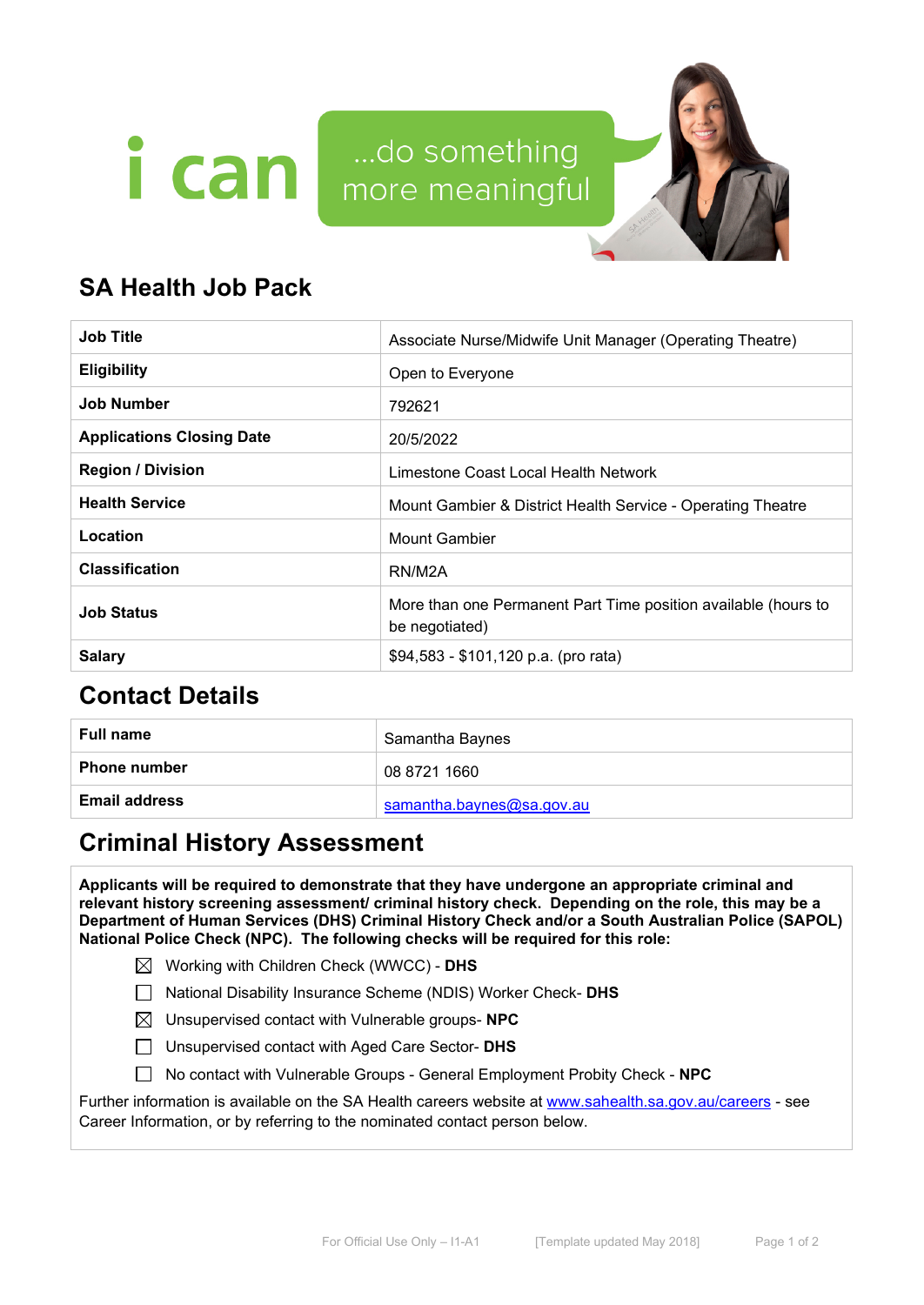i can ...do something more meaningful

## SA Health Job Pack

| | |
|---|---|
| **Job Title** | Associate Nurse/Midwife Unit Manager (Operating Theatre) |
| **Eligibility** | Open to Everyone |
| **Job Number** | 792621 |
| **Applications Closing Date** | 20/5/2022 |
| **Region / Division** | Limestone Coast Local Health Network |
| **Health Service** | Mount Gambier & District Health Service - Operating Theatre |
| **Location** | Mount Gambier |
| **Classification** | RN/M2A |
| **Job Status** | More than one Permanent Part Time position available (hours to be negotiated) |
| **Salary** | $94,583 - $101,120 p.a. (pro rata) |

## Contact Details

| | |
|---|---|
| **Full name** | Samantha Baynes |
| **Phone number** | 08 8721 1660 |
| **Email address** | samantha.baynes@sa.gov.au |

## Criminal History Assessment

**Applicants will be required to demonstrate that they have undergone an appropriate criminal and relevant history screening assessment/ criminal history check. Depending on the role, this may be a Department of Human Services (DHS) Criminal History Check and/or a South Australian Police (SAPOL) National Police Check (NPC). The following checks will be required for this role:**

- ☒ Working with Children Check (WWCC) - **DHS**
- ☐ National Disability Insurance Scheme (NDIS) Worker Check- **DHS**
- ☒ Unsupervised contact with Vulnerable groups- **NPC**
- ☐ Unsupervised contact with Aged Care Sector- **DHS**
- ☐ No contact with Vulnerable Groups - General Employment Probity Check - **NPC**

Further information is available on the SA Health careers website at www.sahealth.sa.gov.au/careers - see Career Information, or by referring to the nominated contact person below.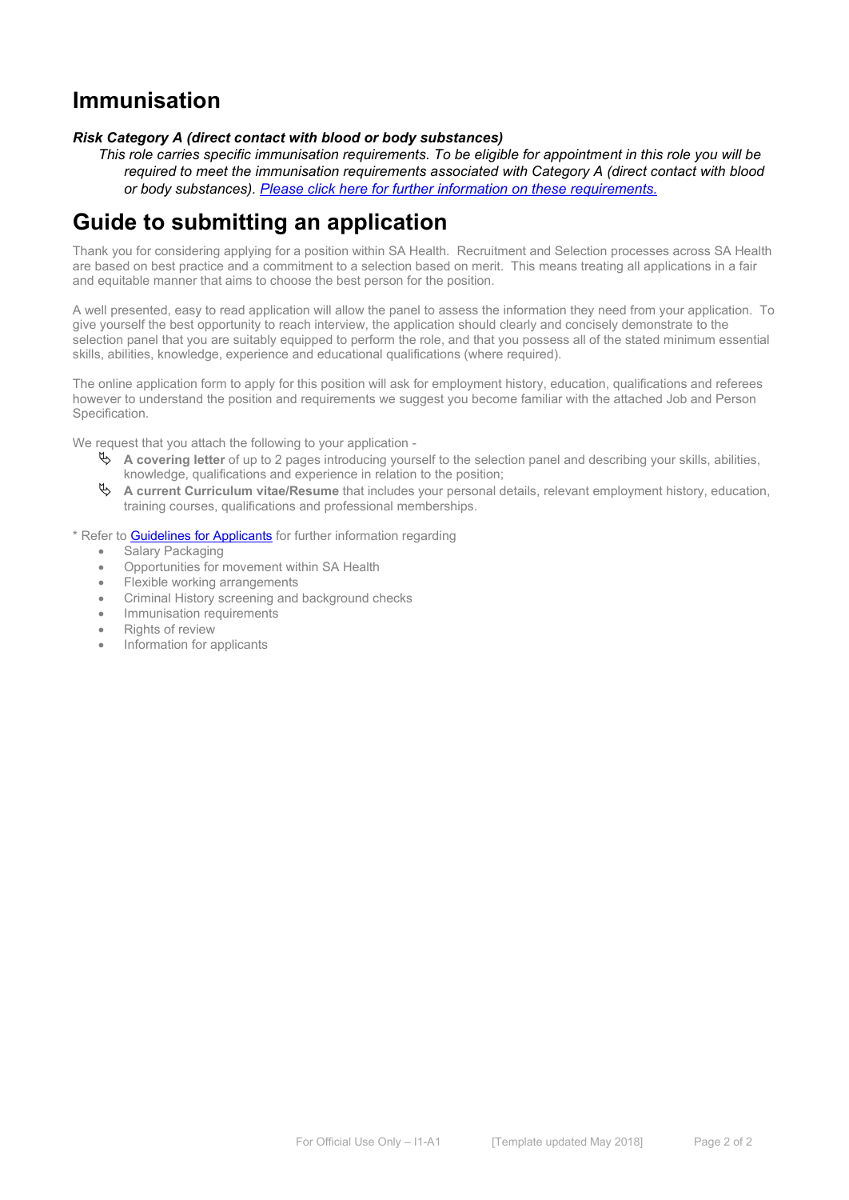## Immunisation

***Risk Category A (direct contact with blood or body substances)***

*This role carries specific immunisation requirements. To be eligible for appointment in this role you will be required to meet the immunisation requirements associated with Category A (direct contact with blood or body substances). [Please click here for further information on these requirements.]*

## Guide to submitting an application

Thank you for considering applying for a position within SA Health. Recruitment and Selection processes across SA Health are based on best practice and a commitment to a selection based on merit. This means treating all applications in a fair and equitable manner that aims to choose the best person for the position.

A well presented, easy to read application will allow the panel to assess the information they need from your application. To give yourself the best opportunity to reach interview, the application should clearly and concisely demonstrate to the selection panel that you are suitably equipped to perform the role, and that you possess all of the stated minimum essential skills, abilities, knowledge, experience and educational qualifications (where required).

The online application form to apply for this position will ask for employment history, education, qualifications and referees however to understand the position and requirements we suggest you become familiar with the attached Job and Person Specification.

We request that you attach the following to your application -

- **A covering letter** of up to 2 pages introducing yourself to the selection panel and describing your skills, abilities, knowledge, qualifications and experience in relation to the position;
- **A current Curriculum vitae/Resume** that includes your personal details, relevant employment history, education, training courses, qualifications and professional memberships.

* Refer to Guidelines for Applicants for further information regarding

- Salary Packaging
- Opportunities for movement within SA Health
- Flexible working arrangements
- Criminal History screening and background checks
- Immunisation requirements
- Rights of review
- Information for applicants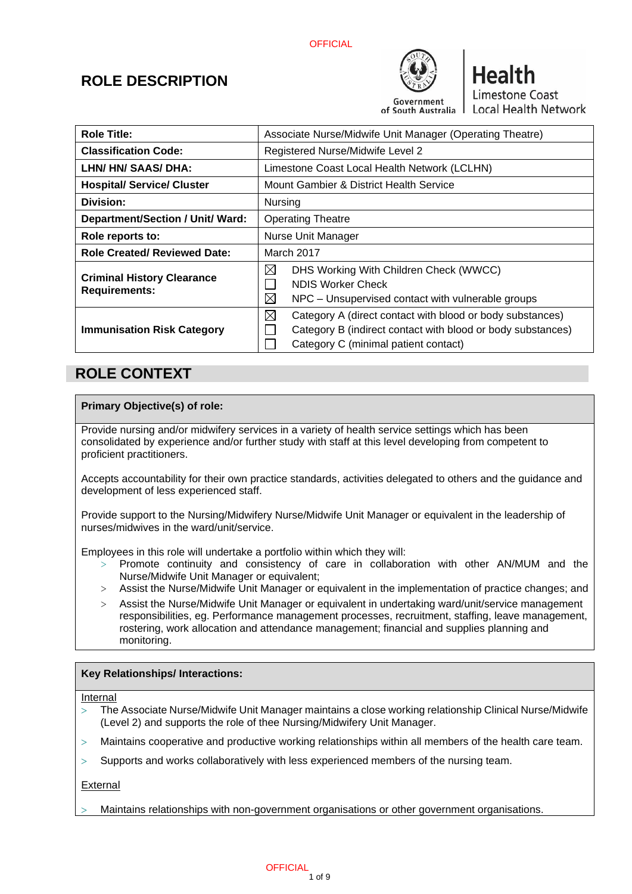OFFICIAL

# ROLE DESCRIPTION

| Role Title: | Associate Nurse/Midwife Unit Manager (Operating Theatre) |
|---|---|
| Classification Code: | Registered Nurse/Midwife Level 2 |
| LHN/ HN/ SAAS/ DHA: | Limestone Coast Local Health Network (LCLHN) |
| Hospital/ Service/ Cluster | Mount Gambier & District Health Service |
| Division: | Nursing |
| Department/Section / Unit/ Ward: | Operating Theatre |
| Role reports to: | Nurse Unit Manager |
| Role Created/ Reviewed Date: | March 2017 |
| Criminal History Clearance Requirements: | ☒ DHS Working With Children Check (WWCC)<br>☐ NDIS Worker Check<br>☒ NPC – Unsupervised contact with vulnerable groups |
| Immunisation Risk Category | ☒ Category A (direct contact with blood or body substances)<br>☐ Category B (indirect contact with blood or body substances)<br>☐ Category C (minimal patient contact) |

## ROLE CONTEXT

**Primary Objective(s) of role:**

Provide nursing and/or midwifery services in a variety of health service settings which has been consolidated by experience and/or further study with staff at this level developing from competent to proficient practitioners.

Accepts accountability for their own practice standards, activities delegated to others and the guidance and development of less experienced staff.

Provide support to the Nursing/Midwifery Nurse/Midwife Unit Manager or equivalent in the leadership of nurses/midwives in the ward/unit/service.

Employees in this role will undertake a portfolio within which they will:

- Promote continuity and consistency of care in collaboration with other AN/MUM and the Nurse/Midwife Unit Manager or equivalent;
- Assist the Nurse/Midwife Unit Manager or equivalent in the implementation of practice changes; and
- Assist the Nurse/Midwife Unit Manager or equivalent in undertaking ward/unit/service management responsibilities, eg. Performance management processes, recruitment, staffing, leave management, rostering, work allocation and attendance management; financial and supplies planning and monitoring.

**Key Relationships/ Interactions:**

Internal

- The Associate Nurse/Midwife Unit Manager maintains a close working relationship Clinical Nurse/Midwife (Level 2) and supports the role of thee Nursing/Midwifery Unit Manager.
- Maintains cooperative and productive working relationships within all members of the health care team.
- Supports and works collaboratively with less experienced members of the nursing team.

External

- Maintains relationships with non-government organisations or other government organisations.

OFFICIAL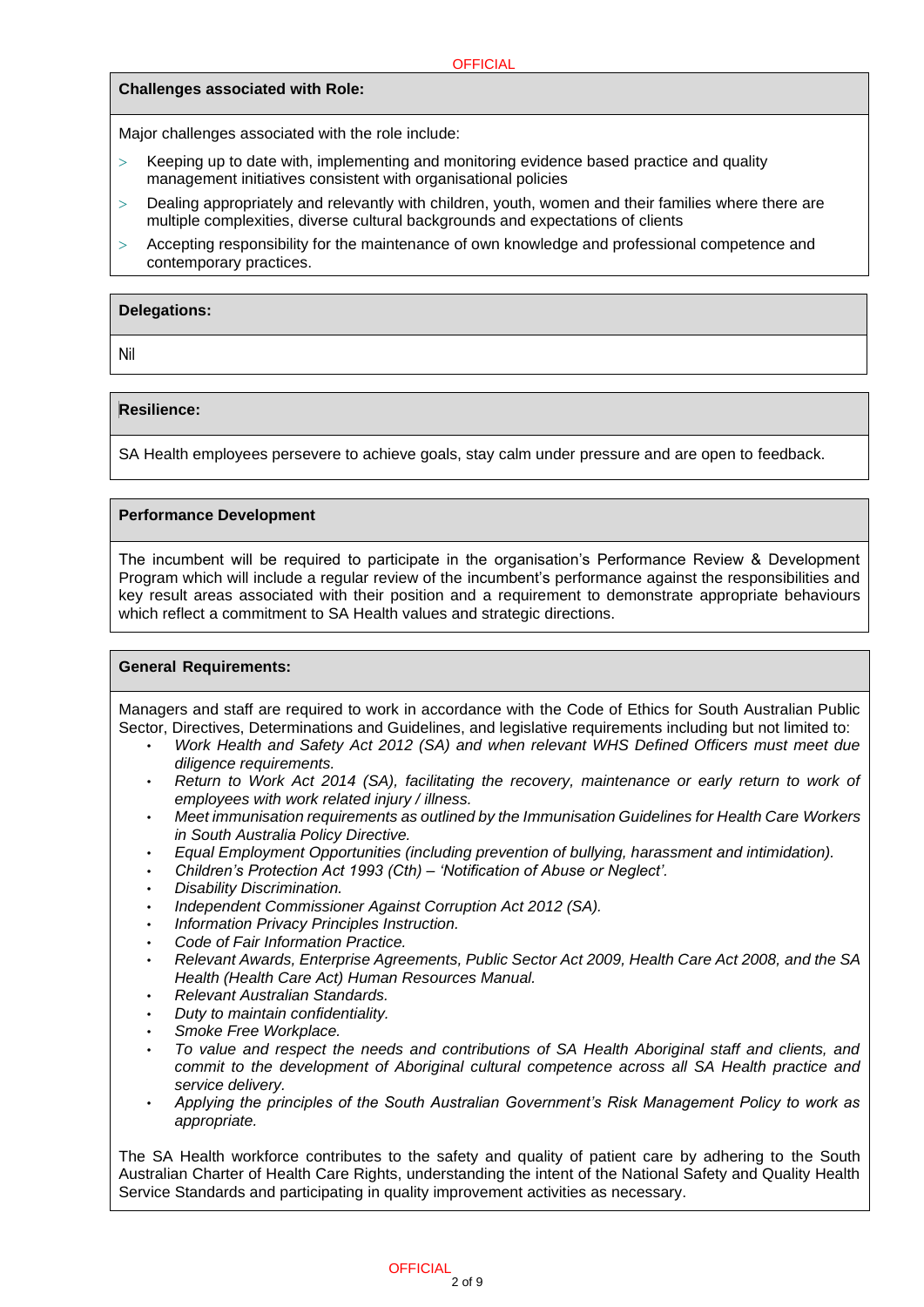**Challenges associated with Role:**

Major challenges associated with the role include:

- Keeping up to date with, implementing and monitoring evidence based practice and quality management initiatives consistent with organisational policies
- Dealing appropriately and relevantly with children, youth, women and their families where there are multiple complexities, diverse cultural backgrounds and expectations of clients
- Accepting responsibility for the maintenance of own knowledge and professional competence and contemporary practices.

**Delegations:**

Nil

**Resilience:**

SA Health employees persevere to achieve goals, stay calm under pressure and are open to feedback.

**Performance Development**

The incumbent will be required to participate in the organisation's Performance Review & Development Program which will include a regular review of the incumbent's performance against the responsibilities and key result areas associated with their position and a requirement to demonstrate appropriate behaviours which reflect a commitment to SA Health values and strategic directions.

**General Requirements:**

Managers and staff are required to work in accordance with the Code of Ethics for South Australian Public Sector, Directives, Determinations and Guidelines, and legislative requirements including but not limited to:

- *Work Health and Safety Act 2012 (SA) and when relevant WHS Defined Officers must meet due diligence requirements.*
- *Return to Work Act 2014 (SA), facilitating the recovery, maintenance or early return to work of employees with work related injury / illness.*
- *Meet immunisation requirements as outlined by the Immunisation Guidelines for Health Care Workers in South Australia Policy Directive.*
- *Equal Employment Opportunities (including prevention of bullying, harassment and intimidation).*
- *Children's Protection Act 1993 (Cth) – 'Notification of Abuse or Neglect'.*
- *Disability Discrimination.*
- *Independent Commissioner Against Corruption Act 2012 (SA).*
- *Information Privacy Principles Instruction.*
- *Code of Fair Information Practice.*
- *Relevant Awards, Enterprise Agreements, Public Sector Act 2009, Health Care Act 2008, and the SA Health (Health Care Act) Human Resources Manual.*
- *Relevant Australian Standards.*
- *Duty to maintain confidentiality.*
- *Smoke Free Workplace.*
- *To value and respect the needs and contributions of SA Health Aboriginal staff and clients, and commit to the development of Aboriginal cultural competence across all SA Health practice and service delivery.*
- *Applying the principles of the South Australian Government's Risk Management Policy to work as appropriate.*

The SA Health workforce contributes to the safety and quality of patient care by adhering to the South Australian Charter of Health Care Rights, understanding the intent of the National Safety and Quality Health Service Standards and participating in quality improvement activities as necessary.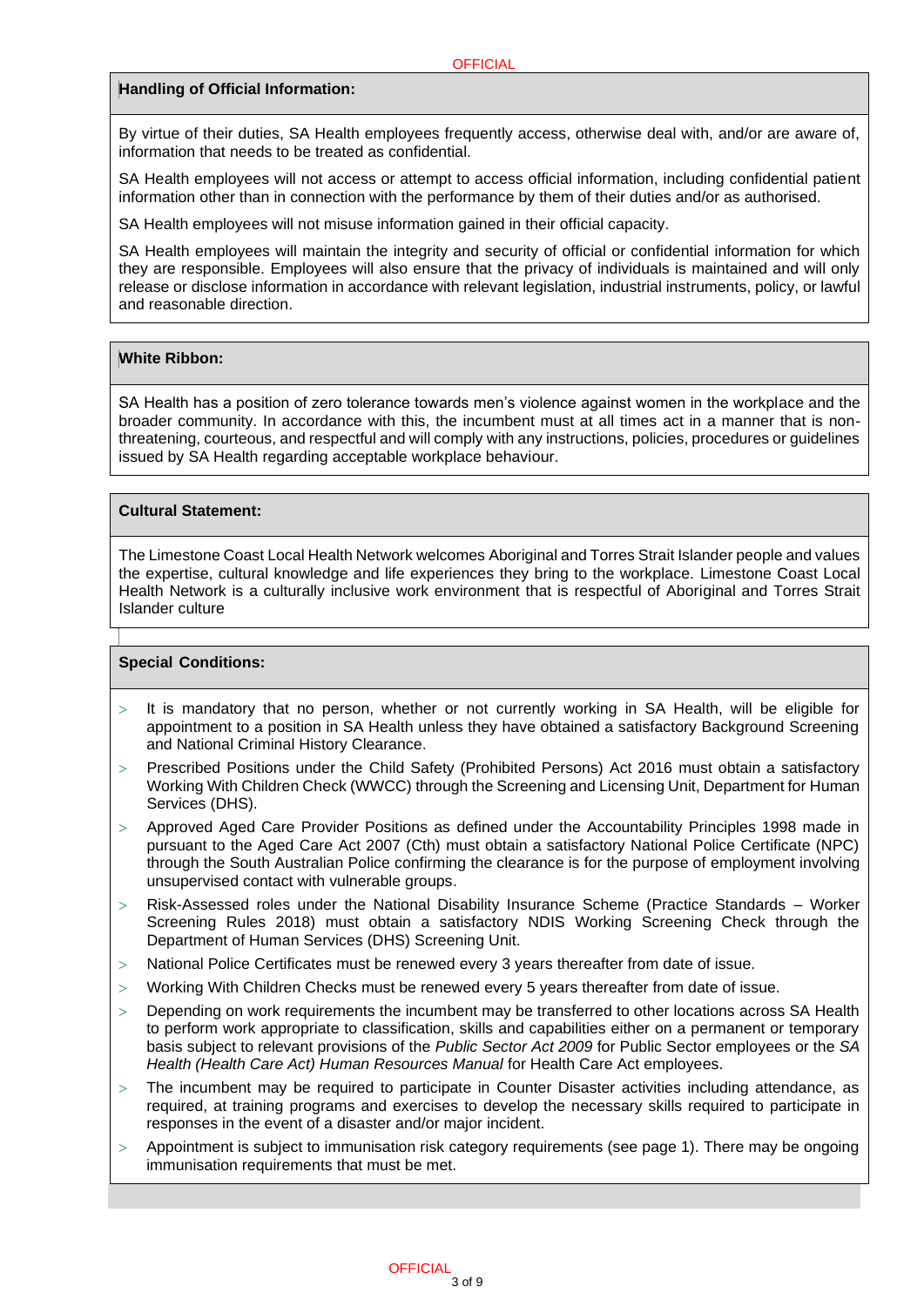**Handling of Official Information:**

By virtue of their duties, SA Health employees frequently access, otherwise deal with, and/or are aware of, information that needs to be treated as confidential.

SA Health employees will not access or attempt to access official information, including confidential patient information other than in connection with the performance by them of their duties and/or as authorised.

SA Health employees will not misuse information gained in their official capacity.

SA Health employees will maintain the integrity and security of official or confidential information for which they are responsible. Employees will also ensure that the privacy of individuals is maintained and will only release or disclose information in accordance with relevant legislation, industrial instruments, policy, or lawful and reasonable direction.

**White Ribbon:**

SA Health has a position of zero tolerance towards men's violence against women in the workplace and the broader community. In accordance with this, the incumbent must at all times act in a manner that is non-threatening, courteous, and respectful and will comply with any instructions, policies, procedures or guidelines issued by SA Health regarding acceptable workplace behaviour.

**Cultural Statement:**

The Limestone Coast Local Health Network welcomes Aboriginal and Torres Strait Islander people and values the expertise, cultural knowledge and life experiences they bring to the workplace. Limestone Coast Local Health Network is a culturally inclusive work environment that is respectful of Aboriginal and Torres Strait Islander culture

**Special Conditions:**

- It is mandatory that no person, whether or not currently working in SA Health, will be eligible for appointment to a position in SA Health unless they have obtained a satisfactory Background Screening and National Criminal History Clearance.
- Prescribed Positions under the Child Safety (Prohibited Persons) Act 2016 must obtain a satisfactory Working With Children Check (WWCC) through the Screening and Licensing Unit, Department for Human Services (DHS).
- Approved Aged Care Provider Positions as defined under the Accountability Principles 1998 made in pursuant to the Aged Care Act 2007 (Cth) must obtain a satisfactory National Police Certificate (NPC) through the South Australian Police confirming the clearance is for the purpose of employment involving unsupervised contact with vulnerable groups.
- Risk-Assessed roles under the National Disability Insurance Scheme (Practice Standards – Worker Screening Rules 2018) must obtain a satisfactory NDIS Working Screening Check through the Department of Human Services (DHS) Screening Unit.
- National Police Certificates must be renewed every 3 years thereafter from date of issue.
- Working With Children Checks must be renewed every 5 years thereafter from date of issue.
- Depending on work requirements the incumbent may be transferred to other locations across SA Health to perform work appropriate to classification, skills and capabilities either on a permanent or temporary basis subject to relevant provisions of the *Public Sector Act 2009* for Public Sector employees or the *SA Health (Health Care Act) Human Resources Manual* for Health Care Act employees.
- The incumbent may be required to participate in Counter Disaster activities including attendance, as required, at training programs and exercises to develop the necessary skills required to participate in responses in the event of a disaster and/or major incident.
- Appointment is subject to immunisation risk category requirements (see page 1). There may be ongoing immunisation requirements that must be met.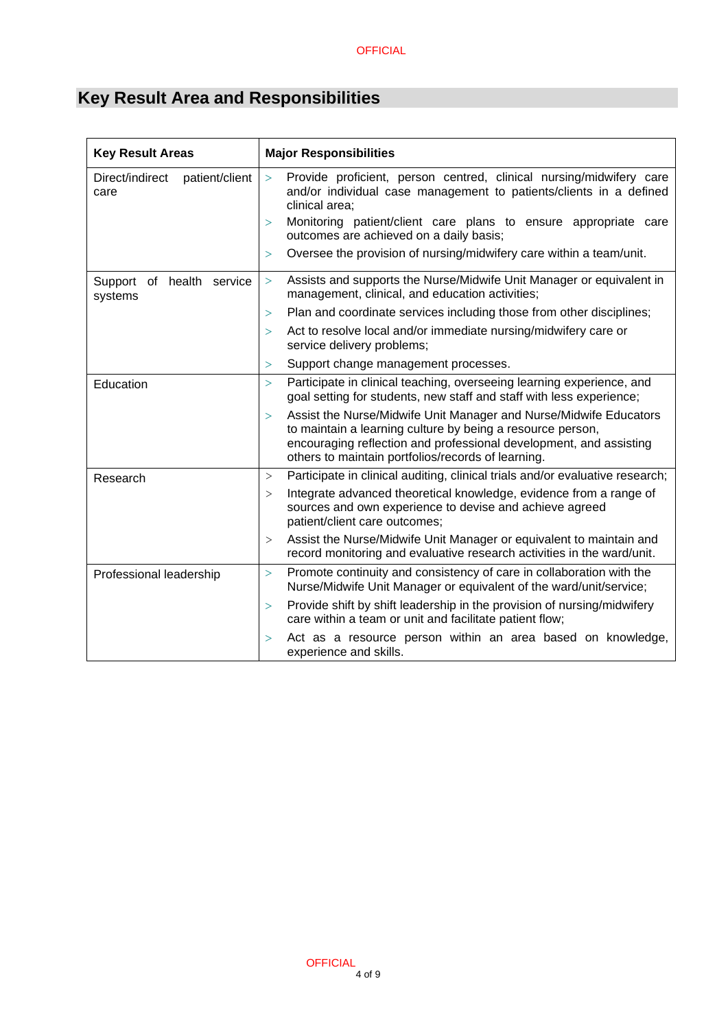## Key Result Area and Responsibilities

| Key Result Areas | Major Responsibilities |
|---|---|
| Direct/indirect patient/client care | > Provide proficient, person centred, clinical nursing/midwifery care and/or individual case management to patients/clients in a defined clinical area;<br>> Monitoring patient/client care plans to ensure appropriate care outcomes are achieved on a daily basis;<br>> Oversee the provision of nursing/midwifery care within a team/unit. |
| Support of health service systems | > Assists and supports the Nurse/Midwife Unit Manager or equivalent in management, clinical, and education activities;<br>> Plan and coordinate services including those from other disciplines;<br>> Act to resolve local and/or immediate nursing/midwifery care or service delivery problems;<br>> Support change management processes. |
| Education | > Participate in clinical teaching, overseeing learning experience, and goal setting for students, new staff and staff with less experience;<br>> Assist the Nurse/Midwife Unit Manager and Nurse/Midwife Educators to maintain a learning culture by being a resource person, encouraging reflection and professional development, and assisting others to maintain portfolios/records of learning. |
| Research | > Participate in clinical auditing, clinical trials and/or evaluative research;<br>> Integrate advanced theoretical knowledge, evidence from a range of sources and own experience to devise and achieve agreed patient/client care outcomes;<br>> Assist the Nurse/Midwife Unit Manager or equivalent to maintain and record monitoring and evaluative research activities in the ward/unit. |
| Professional leadership | > Promote continuity and consistency of care in collaboration with the Nurse/Midwife Unit Manager or equivalent of the ward/unit/service;<br>> Provide shift by shift leadership in the provision of nursing/midwifery care within a team or unit and facilitate patient flow;<br>> Act as a resource person within an area based on knowledge, experience and skills. |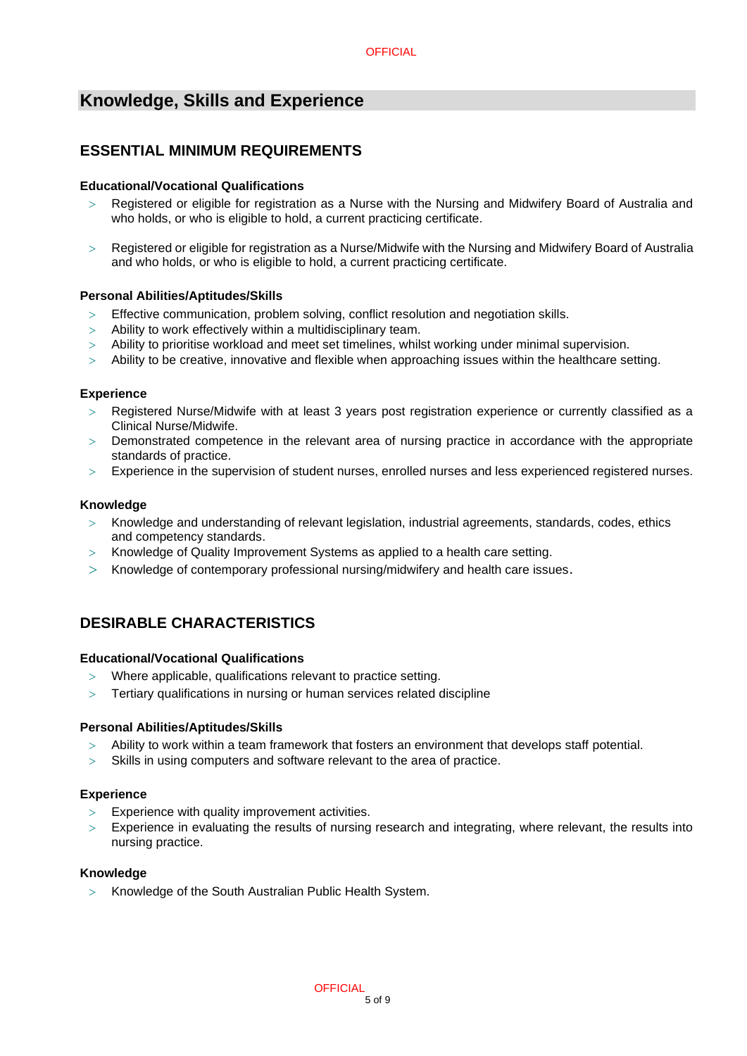## Knowledge, Skills and Experience

### ESSENTIAL MINIMUM REQUIREMENTS

**Educational/Vocational Qualifications**

- Registered or eligible for registration as a Nurse with the Nursing and Midwifery Board of Australia and who holds, or who is eligible to hold, a current practicing certificate.

- Registered or eligible for registration as a Nurse/Midwife with the Nursing and Midwifery Board of Australia and who holds, or who is eligible to hold, a current practicing certificate.

**Personal Abilities/Aptitudes/Skills**

- Effective communication, problem solving, conflict resolution and negotiation skills.
- Ability to work effectively within a multidisciplinary team.
- Ability to prioritise workload and meet set timelines, whilst working under minimal supervision.
- Ability to be creative, innovative and flexible when approaching issues within the healthcare setting.

**Experience**

- Registered Nurse/Midwife with at least 3 years post registration experience or currently classified as a Clinical Nurse/Midwife.
- Demonstrated competence in the relevant area of nursing practice in accordance with the appropriate standards of practice.
- Experience in the supervision of student nurses, enrolled nurses and less experienced registered nurses.

**Knowledge**

- Knowledge and understanding of relevant legislation, industrial agreements, standards, codes, ethics and competency standards.
- Knowledge of Quality Improvement Systems as applied to a health care setting.
- Knowledge of contemporary professional nursing/midwifery and health care issues.

### DESIRABLE CHARACTERISTICS

**Educational/Vocational Qualifications**

- Where applicable, qualifications relevant to practice setting.
- Tertiary qualifications in nursing or human services related discipline

**Personal Abilities/Aptitudes/Skills**

- Ability to work within a team framework that fosters an environment that develops staff potential.
- Skills in using computers and software relevant to the area of practice.

**Experience**

- Experience with quality improvement activities.
- Experience in evaluating the results of nursing research and integrating, where relevant, the results into nursing practice.

**Knowledge**

- Knowledge of the South Australian Public Health System.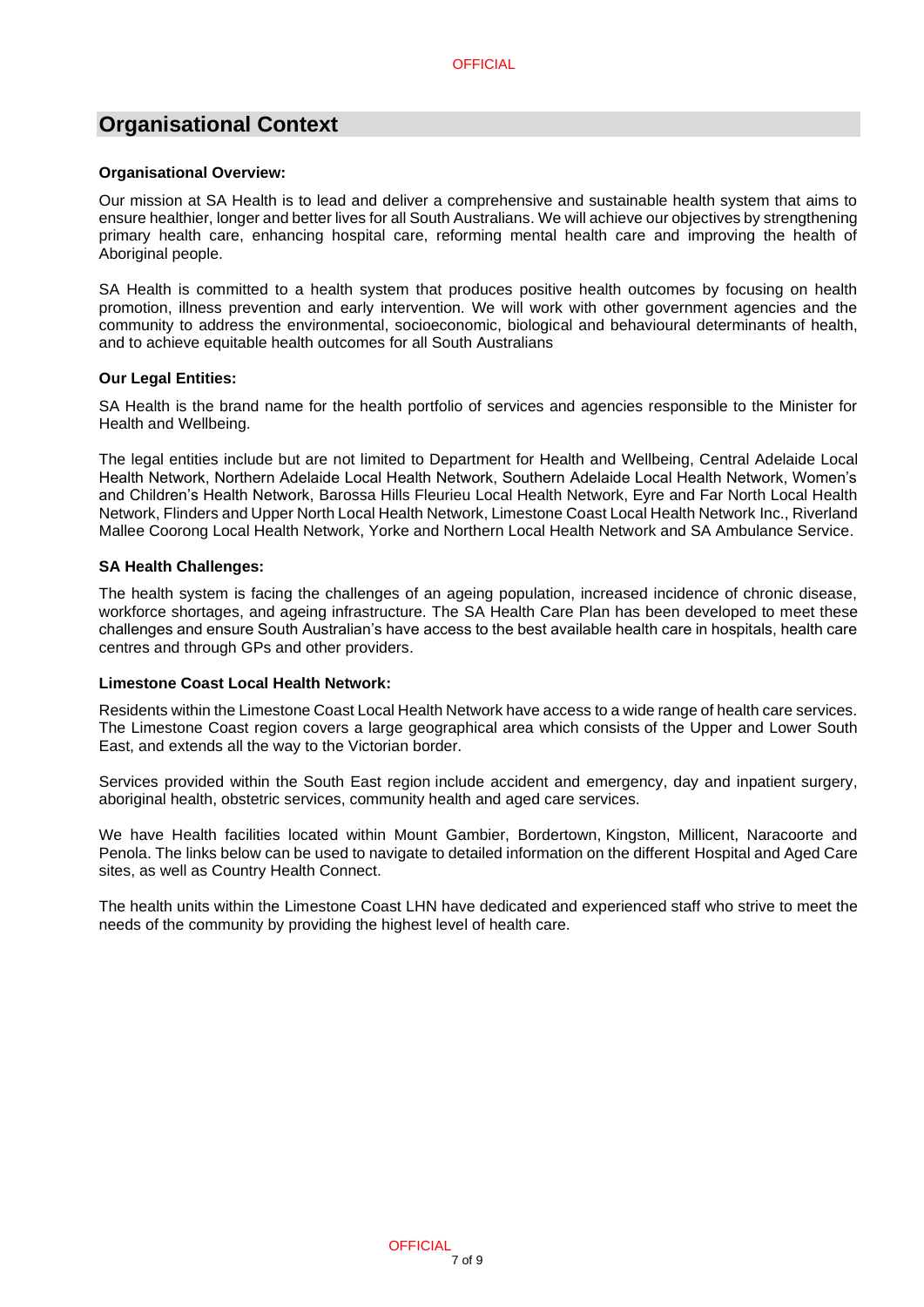## Organisational Context

**Organisational Overview:**

Our mission at SA Health is to lead and deliver a comprehensive and sustainable health system that aims to ensure healthier, longer and better lives for all South Australians. We will achieve our objectives by strengthening primary health care, enhancing hospital care, reforming mental health care and improving the health of Aboriginal people.

SA Health is committed to a health system that produces positive health outcomes by focusing on health promotion, illness prevention and early intervention. We will work with other government agencies and the community to address the environmental, socioeconomic, biological and behavioural determinants of health, and to achieve equitable health outcomes for all South Australians

**Our Legal Entities:**

SA Health is the brand name for the health portfolio of services and agencies responsible to the Minister for Health and Wellbeing.

The legal entities include but are not limited to Department for Health and Wellbeing, Central Adelaide Local Health Network, Northern Adelaide Local Health Network, Southern Adelaide Local Health Network, Women's and Children's Health Network, Barossa Hills Fleurieu Local Health Network, Eyre and Far North Local Health Network, Flinders and Upper North Local Health Network, Limestone Coast Local Health Network Inc., Riverland Mallee Coorong Local Health Network, Yorke and Northern Local Health Network and SA Ambulance Service.

**SA Health Challenges:**

The health system is facing the challenges of an ageing population, increased incidence of chronic disease, workforce shortages, and ageing infrastructure. The SA Health Care Plan has been developed to meet these challenges and ensure South Australian's have access to the best available health care in hospitals, health care centres and through GPs and other providers.

**Limestone Coast Local Health Network:**

Residents within the Limestone Coast Local Health Network have access to a wide range of health care services. The Limestone Coast region covers a large geographical area which consists of the Upper and Lower South East, and extends all the way to the Victorian border.

Services provided within the South East region include accident and emergency, day and inpatient surgery, aboriginal health, obstetric services, community health and aged care services.

We have Health facilities located within Mount Gambier, Bordertown, Kingston, Millicent, Naracoorte and Penola. The links below can be used to navigate to detailed information on the different Hospital and Aged Care sites, as well as Country Health Connect.

The health units within the Limestone Coast LHN have dedicated and experienced staff who strive to meet the needs of the community by providing the highest level of health care.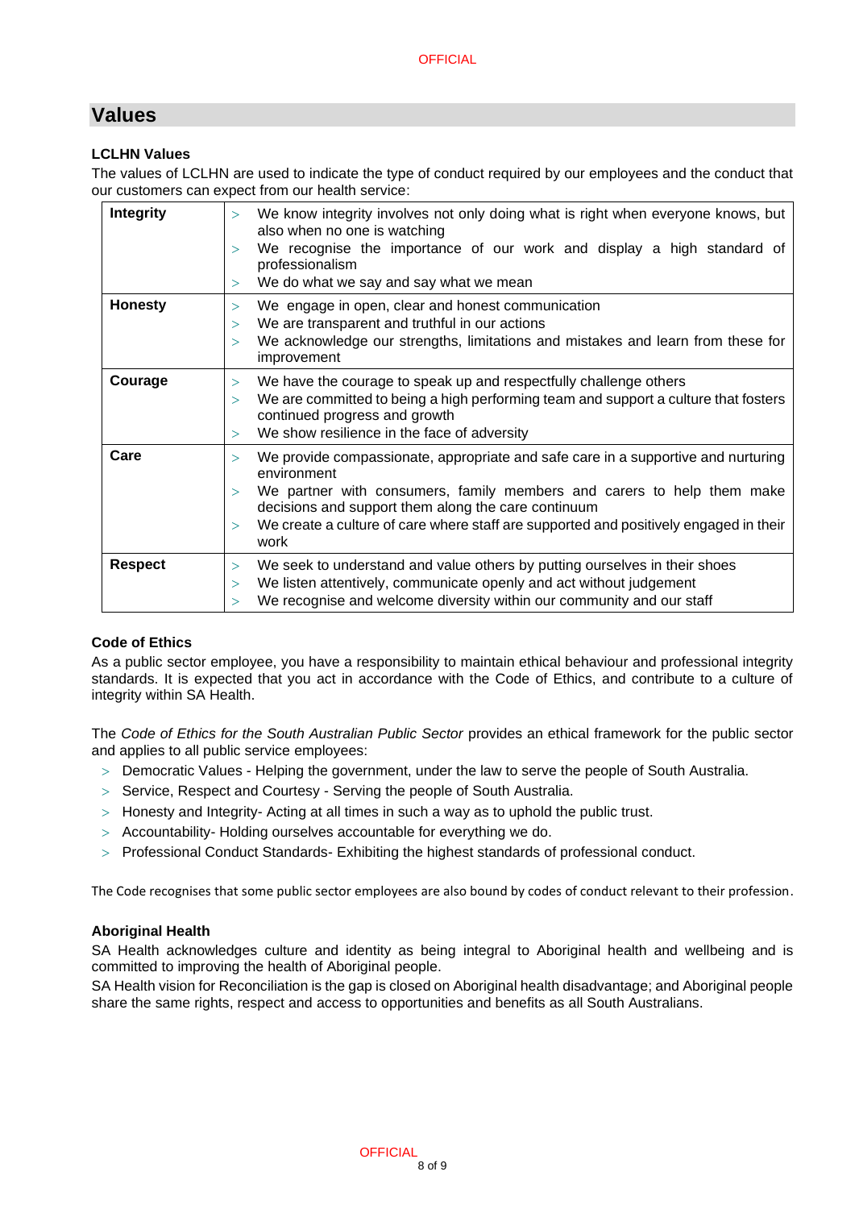## Values

**LCLHN Values**

The values of LCLHN are used to indicate the type of conduct required by our employees and the conduct that our customers can expect from our health service:

| | |
|---|---|
| **Integrity** | > We know integrity involves not only doing what is right when everyone knows, but also when no one is watching<br>> We recognise the importance of our work and display a high standard of professionalism<br>> We do what we say and say what we mean |
| **Honesty** | > We engage in open, clear and honest communication<br>> We are transparent and truthful in our actions<br>> We acknowledge our strengths, limitations and mistakes and learn from these for improvement |
| **Courage** | > We have the courage to speak up and respectfully challenge others<br>> We are committed to being a high performing team and support a culture that fosters continued progress and growth<br>> We show resilience in the face of adversity |
| **Care** | > We provide compassionate, appropriate and safe care in a supportive and nurturing environment<br>> We partner with consumers, family members and carers to help them make decisions and support them along the care continuum<br>> We create a culture of care where staff are supported and positively engaged in their work |
| **Respect** | > We seek to understand and value others by putting ourselves in their shoes<br>> We listen attentively, communicate openly and act without judgement<br>> We recognise and welcome diversity within our community and our staff |

**Code of Ethics**

As a public sector employee, you have a responsibility to maintain ethical behaviour and professional integrity standards. It is expected that you act in accordance with the Code of Ethics, and contribute to a culture of integrity within SA Health.

The *Code of Ethics for the South Australian Public Sector* provides an ethical framework for the public sector and applies to all public service employees:

- Democratic Values - Helping the government, under the law to serve the people of South Australia.
- Service, Respect and Courtesy - Serving the people of South Australia.
- Honesty and Integrity- Acting at all times in such a way as to uphold the public trust.
- Accountability- Holding ourselves accountable for everything we do.
- Professional Conduct Standards- Exhibiting the highest standards of professional conduct.

The Code recognises that some public sector employees are also bound by codes of conduct relevant to their profession.

**Aboriginal Health**

SA Health acknowledges culture and identity as being integral to Aboriginal health and wellbeing and is committed to improving the health of Aboriginal people.

SA Health vision for Reconciliation is the gap is closed on Aboriginal health disadvantage; and Aboriginal people share the same rights, respect and access to opportunities and benefits as all South Australians.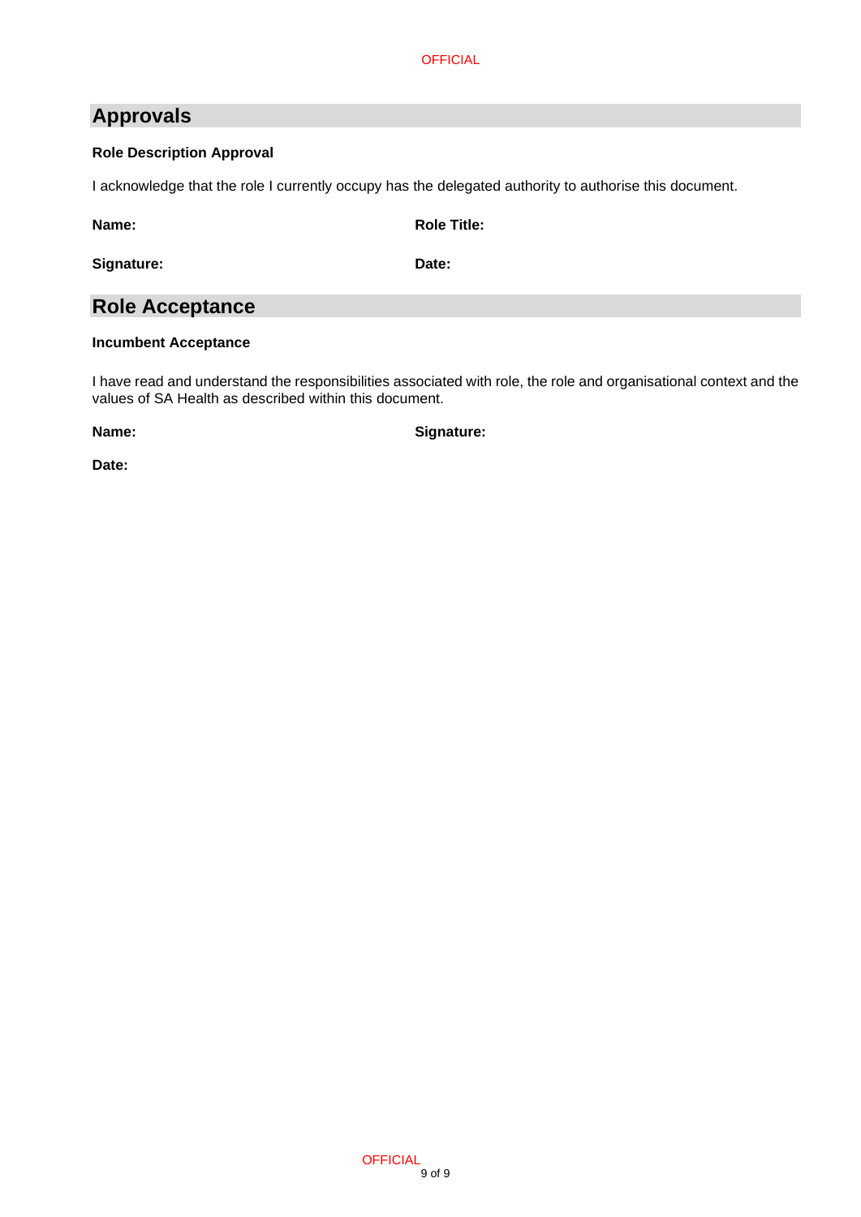## Approvals

**Role Description Approval**

I acknowledge that the role I currently occupy has the delegated authority to authorise this document.

**Name:** **Role Title:**

**Signature:** **Date:**

## Role Acceptance

**Incumbent Acceptance**

I have read and understand the responsibilities associated with role, the role and organisational context and the values of SA Health as described within this document.

**Name:** **Signature:**

**Date:**